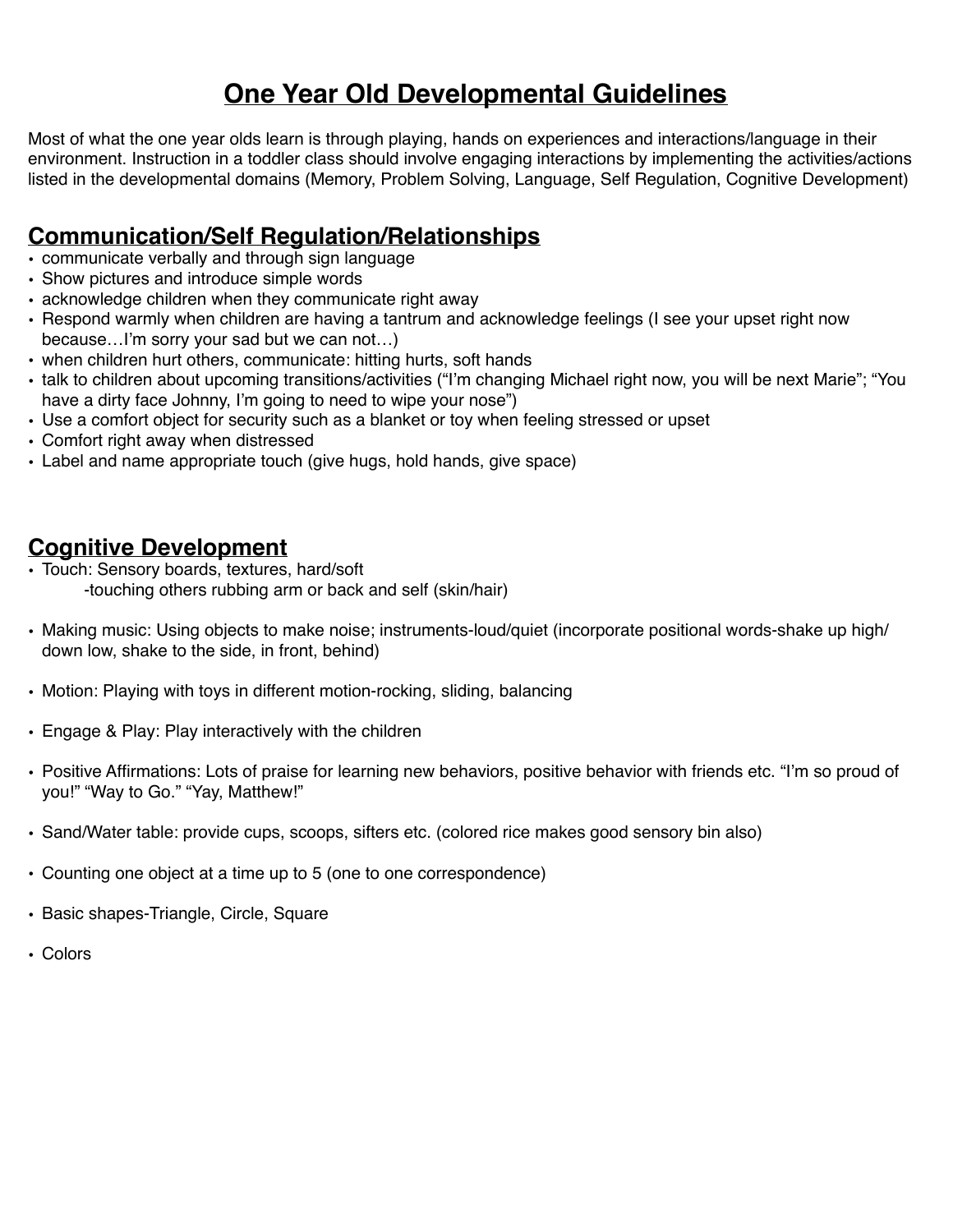# One Year Old Developmental Guidelines

Most of what the one year olds learn is through playing, hands on experiences and interactions/language in their environment. Instruction in a toddler class should involve engaging interactions by implementing the activities/actions listed in the developmental domains (Memory, Problem Solving, Language, Self Regulation, Cognitive Development)

## Communication/Self Regulation/Relationships

- communicate verbally and through sign language
- Show pictures and introduce simple words
- acknowledge children when they communicate right away
- Respond warmly when children are having a tantrum and acknowledge feelings (I see your upset right now because…I'm sorry your sad but we can not…)
- when children hurt others, communicate: hitting hurts, soft hands
- talk to children about upcoming transitions/activities ("I'm changing Michael right now, you will be next Marie"; "You have a dirty face Johnny, I'm going to need to wipe your nose")
- Use a comfort object for security such as a blanket or toy when feeling stressed or upset
- Comfort right away when distressed
- Label and name appropriate touch (give hugs, hold hands, give space)

## Cognitive Development

- Touch: Sensory boards, textures, hard/soft
  - -touching others rubbing arm or back and self (skin/hair)
- Making music: Using objects to make noise; instruments-loud/quiet (incorporate positional words-shake up high/ down low, shake to the side, in front, behind)
- Motion: Playing with toys in different motion-rocking, sliding, balancing
- Engage & Play: Play interactively with the children
- Positive Affirmations: Lots of praise for learning new behaviors, positive behavior with friends etc. "I'm so proud of you!" "Way to Go." "Yay, Matthew!"
- Sand/Water table: provide cups, scoops, sifters etc. (colored rice makes good sensory bin also)
- Counting one object at a time up to 5 (one to one correspondence)
- Basic shapes-Triangle, Circle, Square
- Colors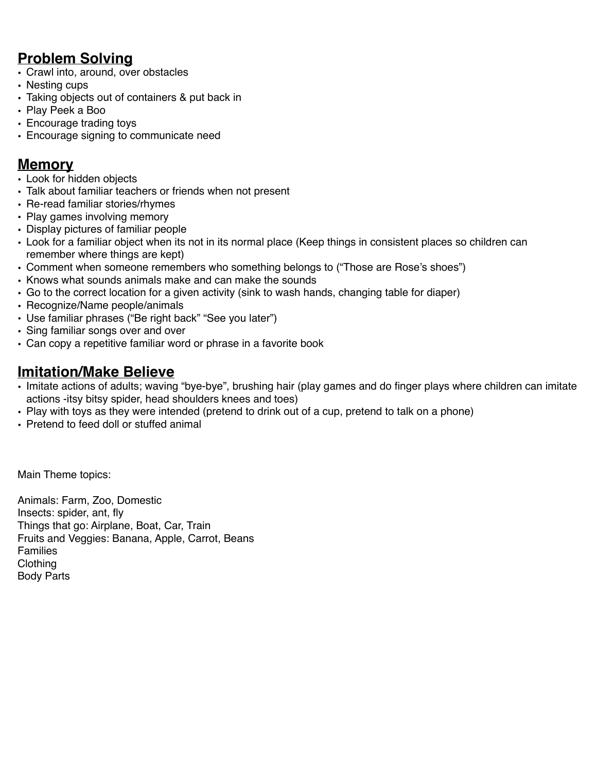## Problem Solving

- Crawl into, around, over obstacles
- Nesting cups
- Taking objects out of containers & put back in
- Play Peek a Boo
- Encourage trading toys
- Encourage signing to communicate need

## Memory

- Look for hidden objects
- Talk about familiar teachers or friends when not present
- Re-read familiar stories/rhymes
- Play games involving memory
- Display pictures of familiar people
- Look for a familiar object when its not in its normal place (Keep things in consistent places so children can remember where things are kept)
- Comment when someone remembers who something belongs to ("Those are Rose's shoes")
- Knows what sounds animals make and can make the sounds
- Go to the correct location for a given activity (sink to wash hands, changing table for diaper)
- Recognize/Name people/animals
- Use familiar phrases ("Be right back" "See you later")
- Sing familiar songs over and over
- Can copy a repetitive familiar word or phrase in a favorite book

## Imitation/Make Believe

- Imitate actions of adults; waving "bye-bye", brushing hair (play games and do finger plays where children can imitate actions -itsy bitsy spider, head shoulders knees and toes)
- Play with toys as they were intended (pretend to drink out of a cup, pretend to talk on a phone)
- Pretend to feed doll or stuffed animal

Main Theme topics:

Animals: Farm, Zoo, Domestic
Insects: spider, ant, fly
Things that go: Airplane, Boat, Car, Train
Fruits and Veggies: Banana, Apple, Carrot, Beans
Families
Clothing
Body Parts